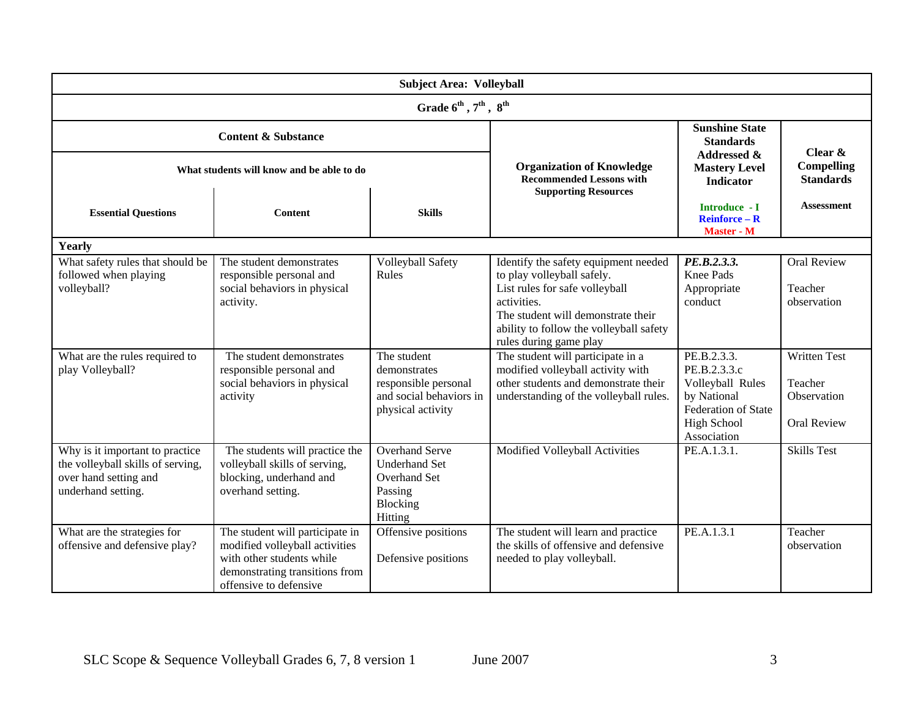| Subject Area: Volleyball | | | | | |
|---|---|---|---|---|---|
| Grade 6th, 7th, 8th | | | | | |
| Content & Substance | | | Organization of Knowledge Recommended Lessons with Supporting Resources | Sunshine State Standards Addressed & Mastery Level Indicator | Clear & Compelling Standards |
| What students will know and be able to do | | | | | |
| Essential Questions | Content | Skills | | Introduce - I<br>Reinforce – R<br>Master - M | Assessment |
| **Yearly** | | | | | |
| What safety rules that should be followed when playing volleyball? | The student demonstrates responsible personal and social behaviors in physical activity. | Volleyball Safety Rules | Identify the safety equipment needed to play volleyball safely.<br>List rules for safe volleyball activities.<br>The student will demonstrate their ability to follow the volleyball safety rules during game play | ***PE.B.2.3.3.***<br>Knee Pads<br>Appropriate conduct | Oral Review<br><br>Teacher observation |
| What are the rules required to play Volleyball? | The student demonstrates responsible personal and social behaviors in physical activity | The student demonstrates responsible personal and social behaviors in physical activity | The student will participate in a modified volleyball activity with other students and demonstrate their understanding of the volleyball rules. | PE.B.2.3.3.<br>PE.B.2.3.3.c<br>Volleyball Rules by National Federation of State High School Association | Written Test<br><br>Teacher Observation<br><br>Oral Review |
| Why is it important to practice the volleyball skills of serving, over hand setting and underhand setting. | The students will practice the volleyball skills of serving, blocking, underhand and overhand setting. | Overhand Serve<br>Underhand Set<br>Overhand Set<br>Passing<br>Blocking<br>Hitting | Modified Volleyball Activities | PE.A.1.3.1. | Skills Test |
| What are the strategies for offensive and defensive play? | The student will participate in modified volleyball activities with other students while demonstrating transitions from offensive to defensive | Offensive positions<br><br>Defensive positions | The student will learn and practice the skills of offensive and defensive needed to play volleyball. | PE.A.1.3.1 | Teacher observation |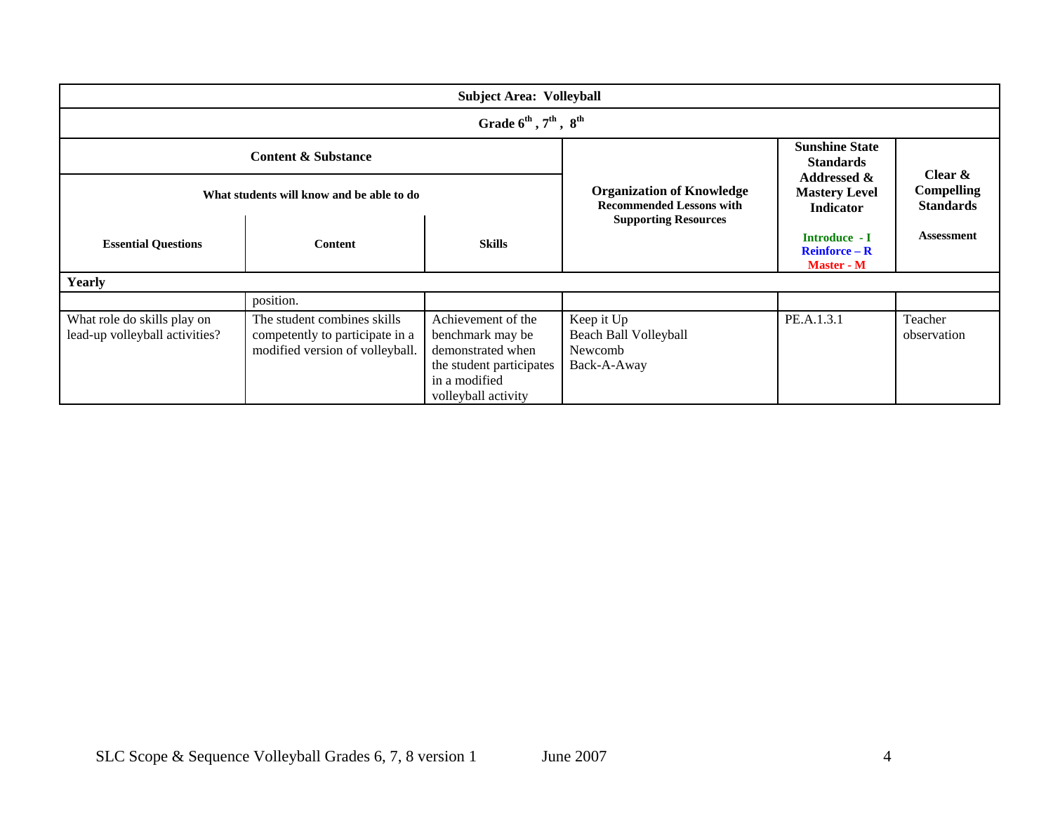| Subject Area: Volleyball | | | | | |
|---|---|---|---|---|---|
| Grade $6^{th}$ , $7^{th}$ , $8^{th}$ | | | | | |
| **Content & Substance** | | | **Organization of Knowledge** Recommended Lessons with Supporting Resources | **Sunshine State Standards Addressed & Mastery Level Indicator** | **Clear & Compelling Standards** |
| What students will know and be able to do | | | | | |
| **Essential Questions** | **Content** | **Skills** | | Introduce - I<br>Reinforce – R<br>Master - M | **Assessment** |
| **Yearly** | | | | | |
| | position. | | | | |
| What role do skills play on lead-up volleyball activities? | The student combines skills competently to participate in a modified version of volleyball. | Achievement of the benchmark may be demonstrated when the student participates in a modified volleyball activity | Keep it Up<br>Beach Ball Volleyball<br>Newcomb<br>Back-A-Away | PE.A.1.3.1 | Teacher observation |